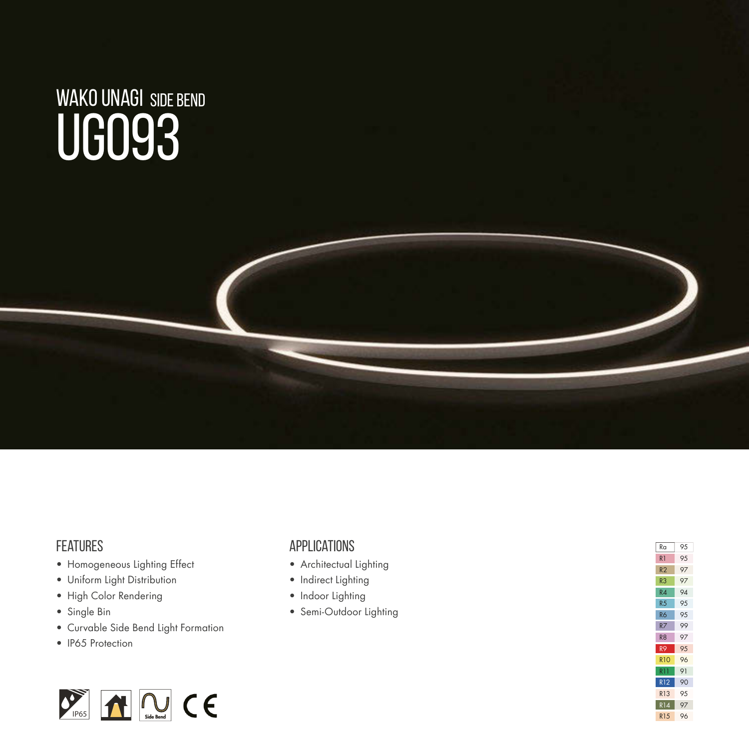# WAKO UNAGI SIDE BEND

# UG093

## FEATURES

- Homogeneous Lighting Effect
- Uniform Light Distribution
- High Color Rendering
- Single Bin
- Curvable Side Bend Light Formation
- IP65 Protection

## APPLICATIONS

- Architectual Lighting
- Indirect Lighting
- Indoor Lighting
- Semi-Outdoor Lighting

| Ra | 95 |
| --- | --- |
| R1 | 95 |
| R2 | 97 |
| R3 | 97 |
| R4 | 94 |
| R5 | 95 |
| R6 | 95 |
| R7 | 99 |
| R8 | 97 |
| R9 | 95 |
| R10 | 96 |
| R11 | 91 |
| R12 | 90 |
| R13 | 95 |
| R14 | 97 |
| R15 | 96 |

IP65 Side Bend CE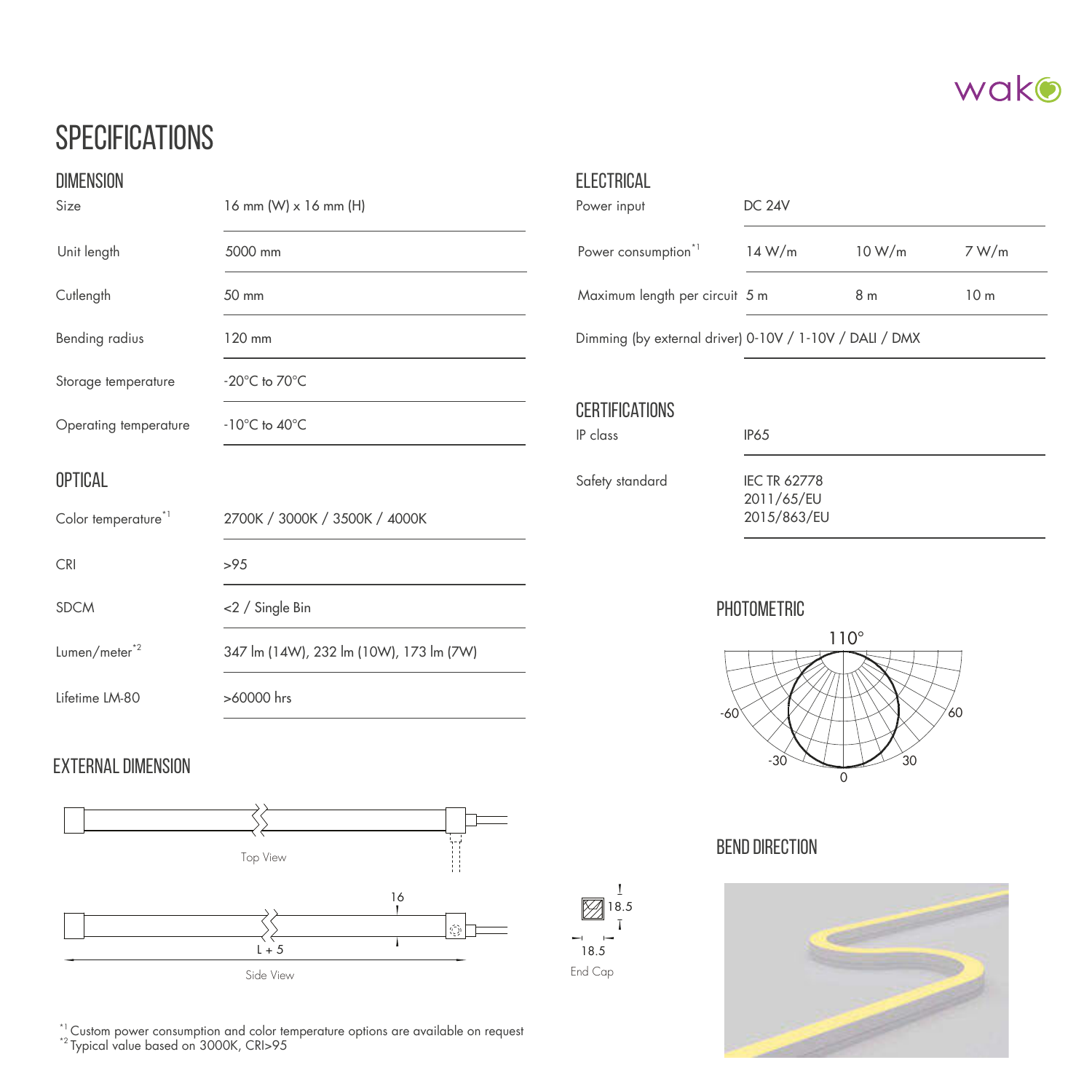# SPECIFICATIONS

## DIMENSION

| | |
|---|---|
| Size | 16 mm (W) x 16 mm (H) |
| Unit length | 5000 mm |
| Cutlength | 50 mm |
| Bending radius | 120 mm |
| Storage temperature | -20°C to 70°C |
| Operating temperature | -10°C to 40°C |

## OPTICAL

| | |
|---|---|
| Color temperature[*1] | 2700K / 3000K / 3500K / 4000K |
| CRI | >95 |
| SDCM | <2 / Single Bin |
| Lumen/meter[*2] | 347 lm (14W), 232 lm (10W), 173 lm (7W) |
| Lifetime LM-80 | >60000 hrs |

## EXTERNAL DIMENSION

Top View

16

L + 5

Side View

18.5

18.5

End Cap

## ELECTRICAL

| | | | |
|---|---|---|---|
| Power input | DC 24V | | |
| Power consumption[*1] | 14 W/m | 10 W/m | 7 W/m |
| Maximum length per circuit | 5 m | 8 m | 10 m |
| Dimming (by external driver) | 0-10V / 1-10V / DALI / DMX | | |

## CERTIFICATIONS

| | |
|---|---|
| IP class | IP65 |
| Safety standard | IEC TR 62778<br>2011/65/EU<br>2015/863/EU |

## PHOTOMETRIC

110°

-60, -30, 0, 30, 60

## BEND DIRECTION

[*1] Custom power consumption and color temperature options are available on request
[*2] Typical value based on 3000K, CRI>95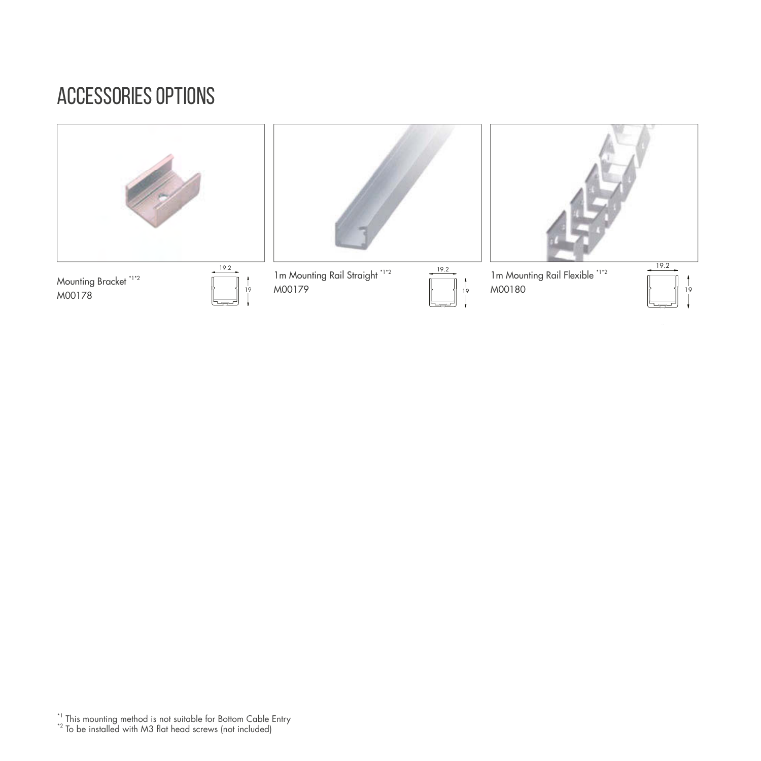# ACCESSORIES OPTIONS

Mounting Bracket [*1*2]
M00178

19.2
19

1m Mounting Rail Straight [*1*2]
M00179

19.2
19

1m Mounting Rail Flexible [*1*2]
M00180

19.2
19

[*1] This mounting method is not suitable for Bottom Cable Entry
[*2] To be installed with M3 flat head screws (not included)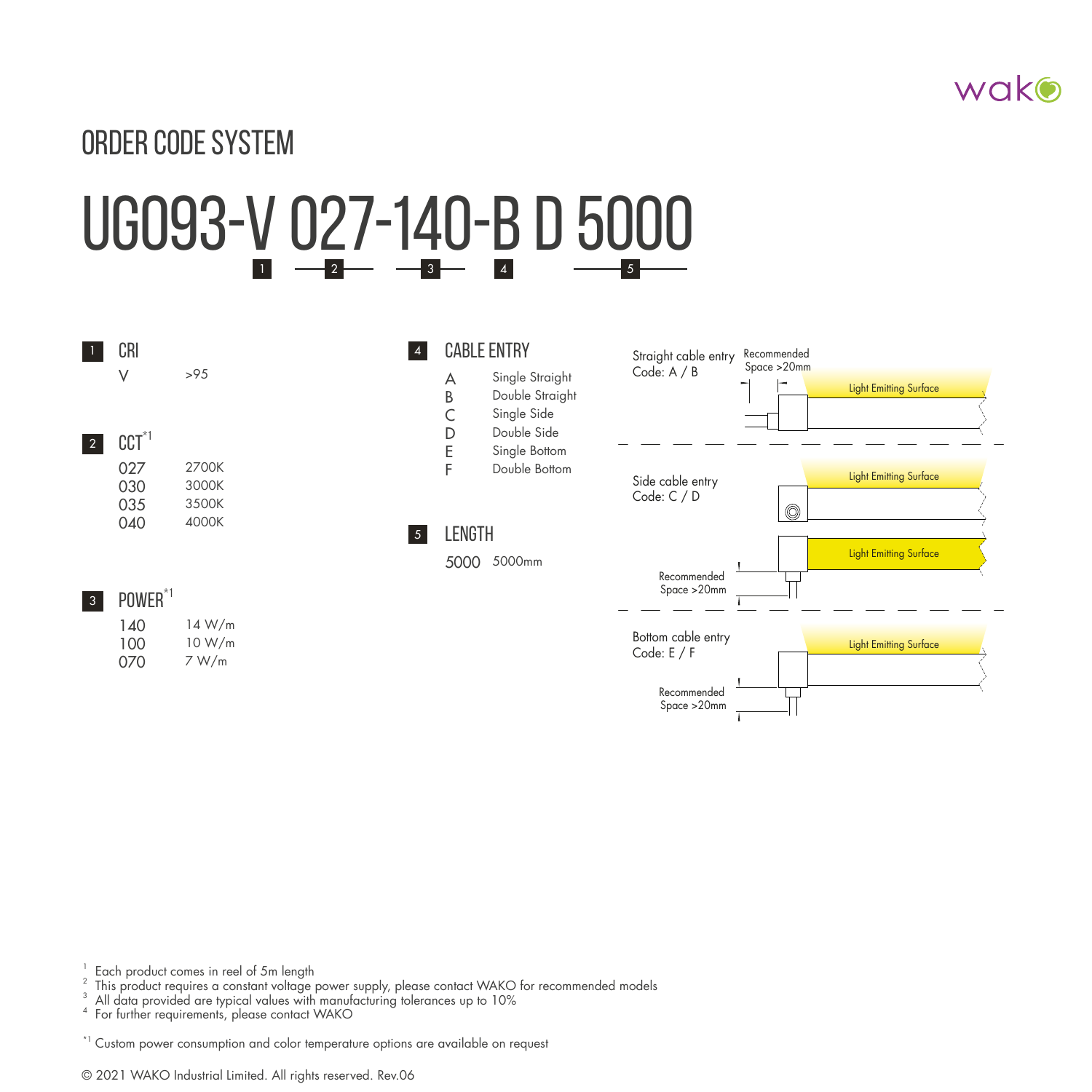# ORDER CODE SYSTEM

## UG093-V 027-140-B D 5000

1 — 2 — 3 — 4 — 5

### 1 CRI

| | |
|---|---|
| V | >95 |

### 2 CCT[*1]

| | |
|---|---|
| 027 | 2700K |
| 030 | 3000K |
| 035 | 3500K |
| 040 | 4000K |

### 3 POWER[*1]

| | |
|---|---|
| 140 | 14 W/m |
| 100 | 10 W/m |
| 070 | 7 W/m |

### 4 CABLE ENTRY

| | |
|---|---|
| A | Single Straight |
| B | Double Straight |
| C | Single Side |
| D | Double Side |
| E | Single Bottom |
| F | Double Bottom |

### 5 LENGTH

| | |
|---|---|
| 5000 | 5000mm |

Straight cable entry
Code: A / B
Recommended Space >20mm
Light Emitting Surface

Side cable entry
Code: C / D
Light Emitting Surface
Light Emitting Surface
Recommended Space >20mm

Bottom cable entry
Code: E / F
Light Emitting Surface
Recommended Space >20mm

[1] Each product comes in reel of 5m length
[2] This product requires a constant voltage power supply, please contact WAKO for recommended models
[3] All data provided are typical values with manufacturing tolerances up to 10%
[4] For further requirements, please contact WAKO

[*1] Custom power consumption and color temperature options are available on request

© 2021 WAKO Industrial Limited. All rights reserved. Rev.06